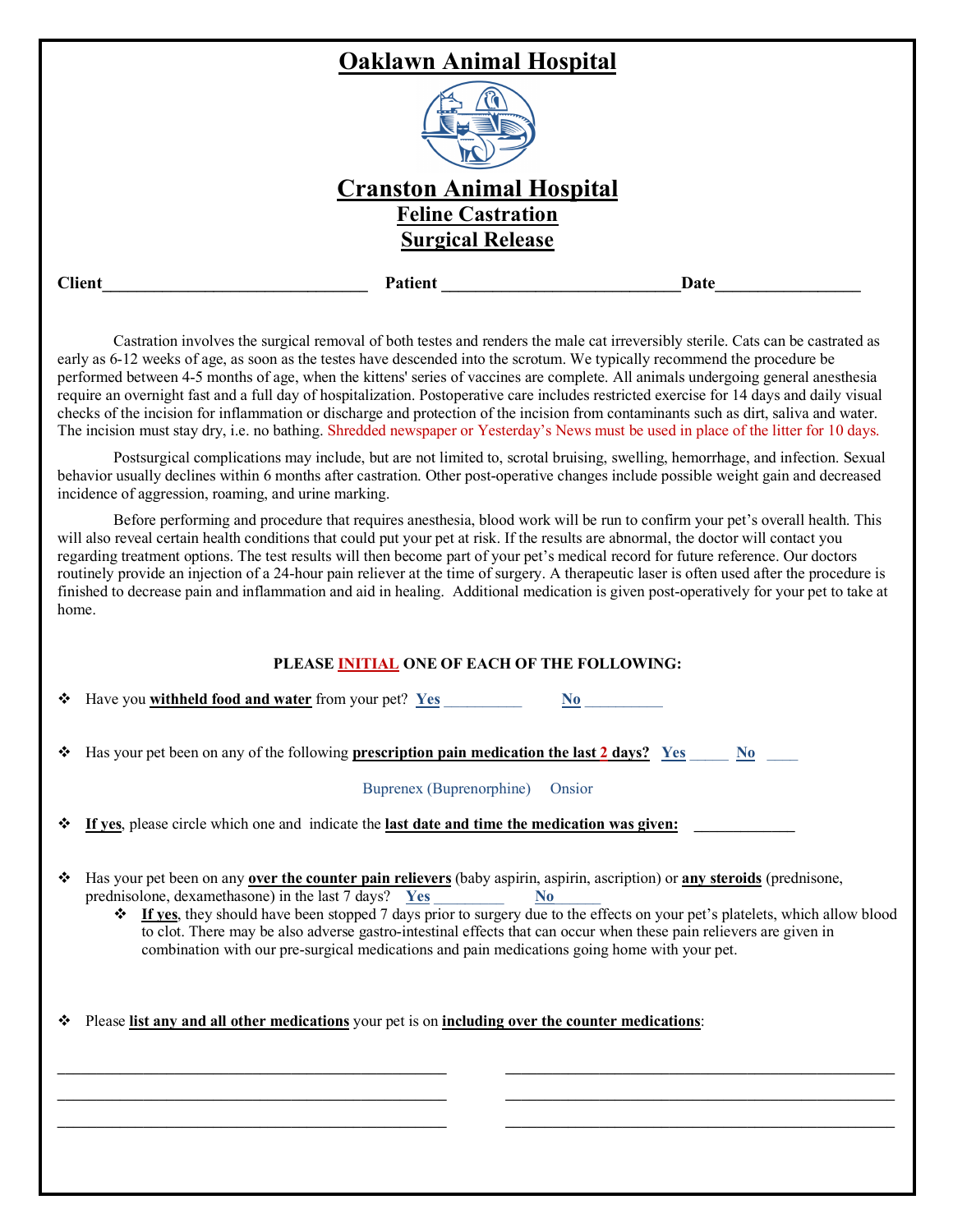# Oaklawn Animal Hospital

# Cranston Animal Hospital

## Feline Castration

## Surgical Release

**Client**________________________________ **Patient** ____________________________**Date**_________________

Castration involves the surgical removal of both testes and renders the male cat irreversibly sterile. Cats can be castrated as early as 6-12 weeks of age, as soon as the testes have descended into the scrotum. We typically recommend the procedure be performed between 4-5 months of age, when the kittens' series of vaccines are complete. All animals undergoing general anesthesia require an overnight fast and a full day of hospitalization. Postoperative care includes restricted exercise for 14 days and daily visual checks of the incision for inflammation or discharge and protection of the incision from contaminants such as dirt, saliva and water. The incision must stay dry, i.e. no bathing. Shredded newspaper or Yesterday's News must be used in place of the litter for 10 days.

Postsurgical complications may include, but are not limited to, scrotal bruising, swelling, hemorrhage, and infection. Sexual behavior usually declines within 6 months after castration. Other post-operative changes include possible weight gain and decreased incidence of aggression, roaming, and urine marking.

Before performing and procedure that requires anesthesia, blood work will be run to confirm your pet's overall health. This will also reveal certain health conditions that could put your pet at risk. If the results are abnormal, the doctor will contact you regarding treatment options. The test results will then become part of your pet's medical record for future reference. Our doctors routinely provide an injection of a 24-hour pain reliever at the time of surgery. A therapeutic laser is often used after the procedure is finished to decrease pain and inflammation and aid in healing. Additional medication is given post-operatively for your pet to take at home.

**PLEASE INITIAL ONE OF EACH OF THE FOLLOWING:**

- Have you **withheld food and water** from your pet? **Yes** __________ **No** __________

- Has your pet been on any of the following **prescription pain medication the last 2 days?** **Yes** _____ **No** ____

  Buprenex (Buprenorphine) Onsior

- **If yes**, please circle which one and indicate the **last date and time the medication was given:** _____________

- Has your pet been on any **over the counter pain relievers** (baby aspirin, aspirin, ascription) or **any steroids** (prednisone, prednisolone, dexamethasone) in the last 7 days? **Yes** _________ **No** ______
  - **If yes**, they should have been stopped 7 days prior to surgery due to the effects on your pet's platelets, which allow blood to clot. There may be also adverse gastro-intestinal effects that can occur when these pain relievers are given in combination with our pre-surgical medications and pain medications going home with your pet.

- Please **list any and all other medications** your pet is on **including over the counter medications**:

_________________________________________________ _________________________________________________

_________________________________________________ _________________________________________________

_________________________________________________ _________________________________________________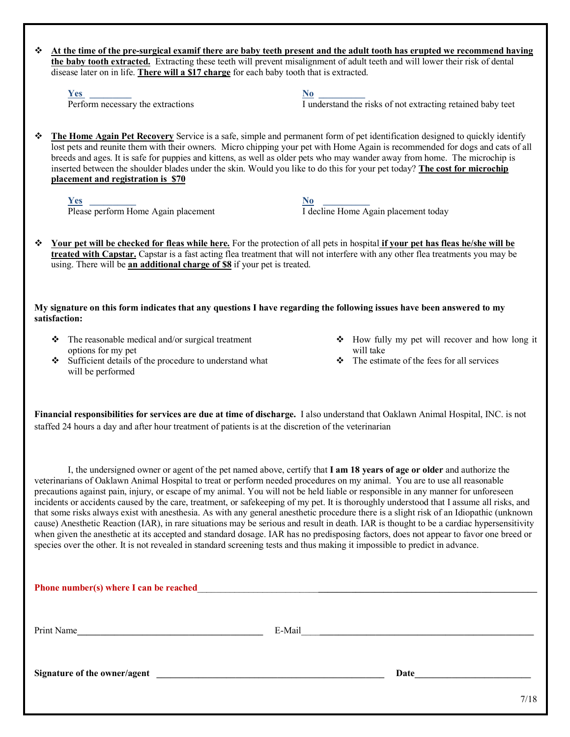- **At the time of the pre-surgical examif there are baby teeth present and the adult tooth has erupted we recommend having the baby tooth extracted.** Extracting these teeth will prevent misalignment of adult teeth and will lower their risk of dental disease later on in life. **There will a $17 charge** for each baby tooth that is extracted.

  **Yes** _________
  Perform necessary the extractions

  **No** __________
  I understand the risks of not extracting retained baby teet

- **The Home Again Pet Recovery** Service is a safe, simple and permanent form of pet identification designed to quickly identify lost pets and reunite them with their owners. Micro chipping your pet with Home Again is recommended for dogs and cats of all breeds and ages. It is safe for puppies and kittens, as well as older pets who may wander away from home. The microchip is inserted between the shoulder blades under the skin. Would you like to do this for your pet today? **The cost for microchip placement and registration is $70**

  **Yes** __________
  Please perform Home Again placement

  **No** __________
  I decline Home Again placement today

- **Your pet will be checked for fleas while here.** For the protection of all pets in hospital **if your pet has fleas he/she will be treated with Capstar.** Capstar is a fast acting flea treatment that will not interfere with any other flea treatments you may be using. There will be **an additional charge of $8** if your pet is treated.

**My signature on this form indicates that any questions I have regarding the following issues have been answered to my satisfaction:**

- The reasonable medical and/or surgical treatment options for my pet
- Sufficient details of the procedure to understand what will be performed
- How fully my pet will recover and how long it will take
- The estimate of the fees for all services

**Financial responsibilities for services are due at time of discharge.** I also understand that Oaklawn Animal Hospital, INC. is not staffed 24 hours a day and after hour treatment of patients is at the discretion of the veterinarian

I, the undersigned owner or agent of the pet named above, certify that **I am 18 years of age or older** and authorize the veterinarians of Oaklawn Animal Hospital to treat or perform needed procedures on my animal. You are to use all reasonable precautions against pain, injury, or escape of my animal. You will not be held liable or responsible in any manner for unforeseen incidents or accidents caused by the care, treatment, or safekeeping of my pet. It is thoroughly understood that I assume all risks, and that some risks always exist with anesthesia. As with any general anesthetic procedure there is a slight risk of an Idiopathic (unknown cause) Anesthetic Reaction (IAR), in rare situations may be serious and result in death. IAR is thought to be a cardiac hypersensitivity when given the anesthetic at its accepted and standard dosage. IAR has no predisposing factors, does not appear to favor one breed or species over the other. It is not revealed in standard screening tests and thus making it impossible to predict in advance.

**Phone number(s) where I can be reached**_______________________________________________

Print Name________________________________________ E-Mail__________________________________________

**Signature of the owner/agent** __________________________________________ **Date**________________________

7/18